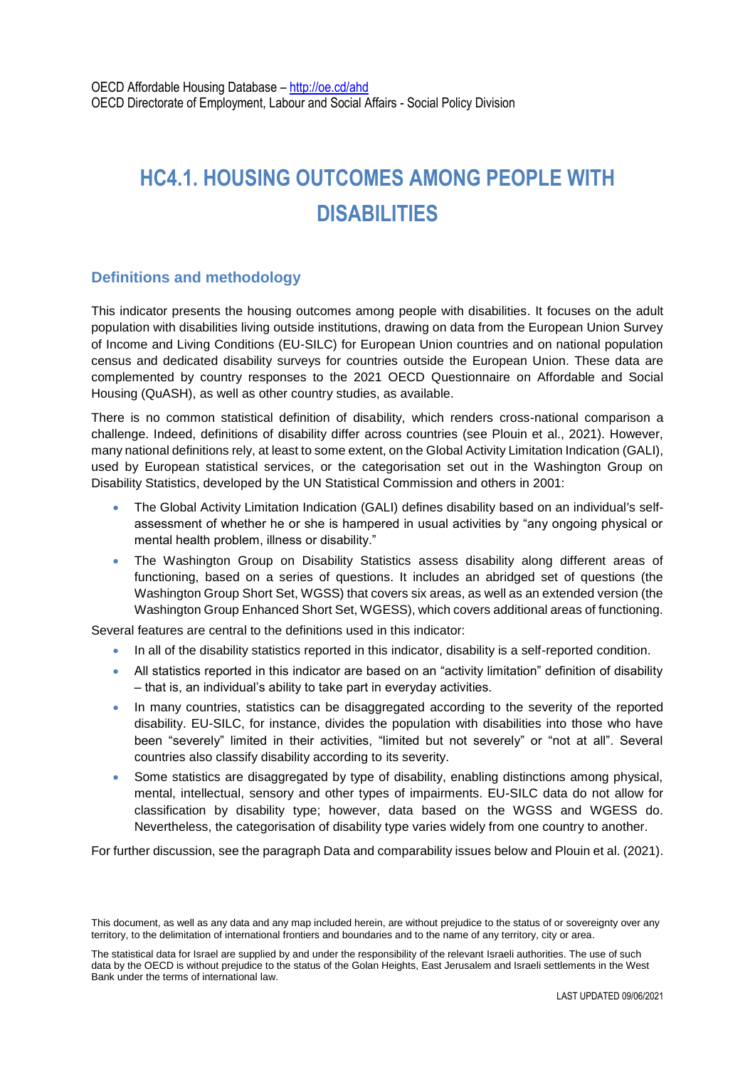OECD Affordable Housing Database – http://oe.cd/ahd
OECD Directorate of Employment, Labour and Social Affairs - Social Policy Division

# HC4.1. HOUSING OUTCOMES AMONG PEOPLE WITH DISABILITIES

## Definitions and methodology

This indicator presents the housing outcomes among people with disabilities. It focuses on the adult population with disabilities living outside institutions, drawing on data from the European Union Survey of Income and Living Conditions (EU-SILC) for European Union countries and on national population census and dedicated disability surveys for countries outside the European Union. These data are complemented by country responses to the 2021 OECD Questionnaire on Affordable and Social Housing (QuASH), as well as other country studies, as available.

There is no common statistical definition of disability, which renders cross-national comparison a challenge. Indeed, definitions of disability differ across countries (see Plouin et al., 2021). However, many national definitions rely, at least to some extent, on the Global Activity Limitation Indication (GALI), used by European statistical services, or the categorisation set out in the Washington Group on Disability Statistics, developed by the UN Statistical Commission and others in 2001:

- The Global Activity Limitation Indication (GALI) defines disability based on an individual's self-assessment of whether he or she is hampered in usual activities by "any ongoing physical or mental health problem, illness or disability."
- The Washington Group on Disability Statistics assess disability along different areas of functioning, based on a series of questions. It includes an abridged set of questions (the Washington Group Short Set, WGSS) that covers six areas, as well as an extended version (the Washington Group Enhanced Short Set, WGESS), which covers additional areas of functioning.

Several features are central to the definitions used in this indicator:

- In all of the disability statistics reported in this indicator, disability is a self-reported condition.
- All statistics reported in this indicator are based on an "activity limitation" definition of disability – that is, an individual's ability to take part in everyday activities.
- In many countries, statistics can be disaggregated according to the severity of the reported disability. EU-SILC, for instance, divides the population with disabilities into those who have been "severely" limited in their activities, "limited but not severely" or "not at all". Several countries also classify disability according to its severity.
- Some statistics are disaggregated by type of disability, enabling distinctions among physical, mental, intellectual, sensory and other types of impairments. EU-SILC data do not allow for classification by disability type; however, data based on the WGSS and WGESS do. Nevertheless, the categorisation of disability type varies widely from one country to another.

For further discussion, see the paragraph Data and comparability issues below and Plouin et al. (2021).

This document, as well as any data and any map included herein, are without prejudice to the status of or sovereignty over any territory, to the delimitation of international frontiers and boundaries and to the name of any territory, city or area.

The statistical data for Israel are supplied by and under the responsibility of the relevant Israeli authorities. The use of such data by the OECD is without prejudice to the status of the Golan Heights, East Jerusalem and Israeli settlements in the West Bank under the terms of international law.

LAST UPDATED 09/06/2021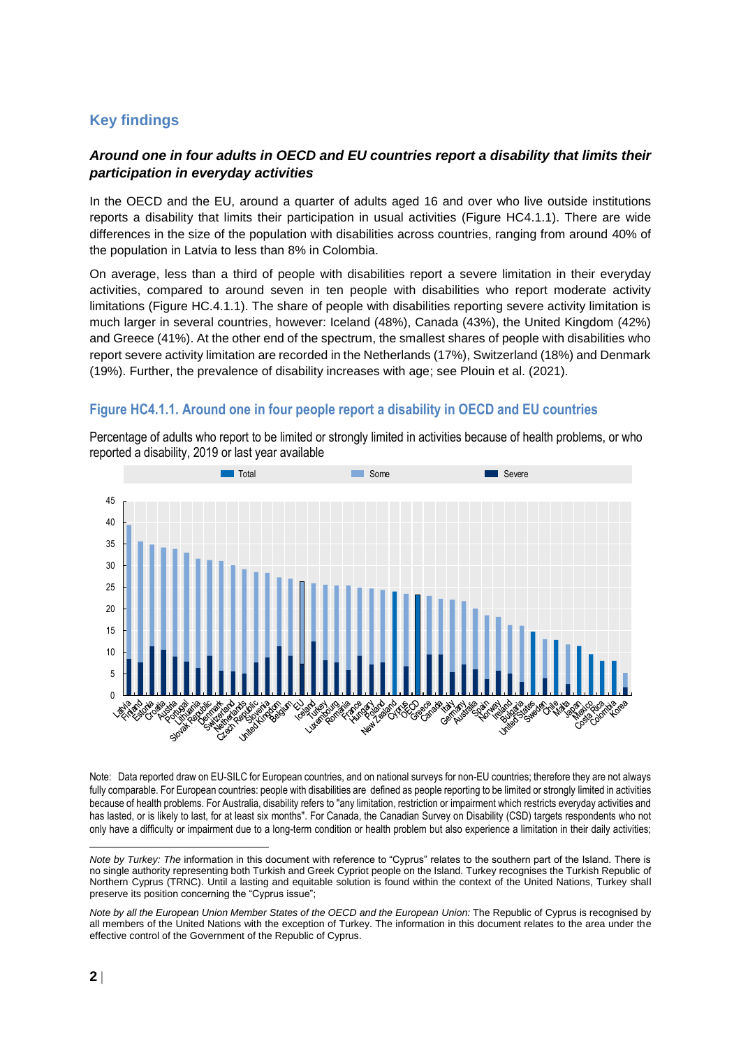## Key findings

### *Around one in four adults in OECD and EU countries report a disability that limits their participation in everyday activities*

In the OECD and the EU, around a quarter of adults aged 16 and over who live outside institutions reports a disability that limits their participation in usual activities (Figure HC4.1.1). There are wide differences in the size of the population with disabilities across countries, ranging from around 40% of the population in Latvia to less than 8% in Colombia.

On average, less than a third of people with disabilities report a severe limitation in their everyday activities, compared to around seven in ten people with disabilities who report moderate activity limitations (Figure HC.4.1.1). The share of people with disabilities reporting severe activity limitation is much larger in several countries, however: Iceland (48%), Canada (43%), the United Kingdom (42%) and Greece (41%). At the other end of the spectrum, the smallest shares of people with disabilities who report severe activity limitation are recorded in the Netherlands (17%), Switzerland (18%) and Denmark (19%). Further, the prevalence of disability increases with age; see Plouin et al. (2021).

### Figure HC4.1.1. Around one in four people report a disability in OECD and EU countries

Percentage of adults who report to be limited or strongly limited in activities because of health problems, or who reported a disability, 2019 or last year available

Note: Data reported draw on EU-SILC for European countries, and on national surveys for non-EU countries; therefore they are not always fully comparable. For European countries: people with disabilities are defined as people reporting to be limited or strongly limited in activities because of health problems. For Australia, disability refers to "any limitation, restriction or impairment which restricts everyday activities and has lasted, or is likely to last, for at least six months". For Canada, the Canadian Survey on Disability (CSD) targets respondents who not only have a difficulty or impairment due to a long-term condition or health problem but also experience a limitation in their daily activities;

---

*Note by Turkey: The* information in this document with reference to "Cyprus" relates to the southern part of the Island. There is no single authority representing both Turkish and Greek Cypriot people on the Island. Turkey recognises the Turkish Republic of Northern Cyprus (TRNC). Until a lasting and equitable solution is found within the context of the United Nations, Turkey shall preserve its position concerning the "Cyprus issue";

*Note by all the European Union Member States of the OECD and the European Union:* The Republic of Cyprus is recognised by all members of the United Nations with the exception of Turkey. The information in this document relates to the area under the effective control of the Government of the Republic of Cyprus.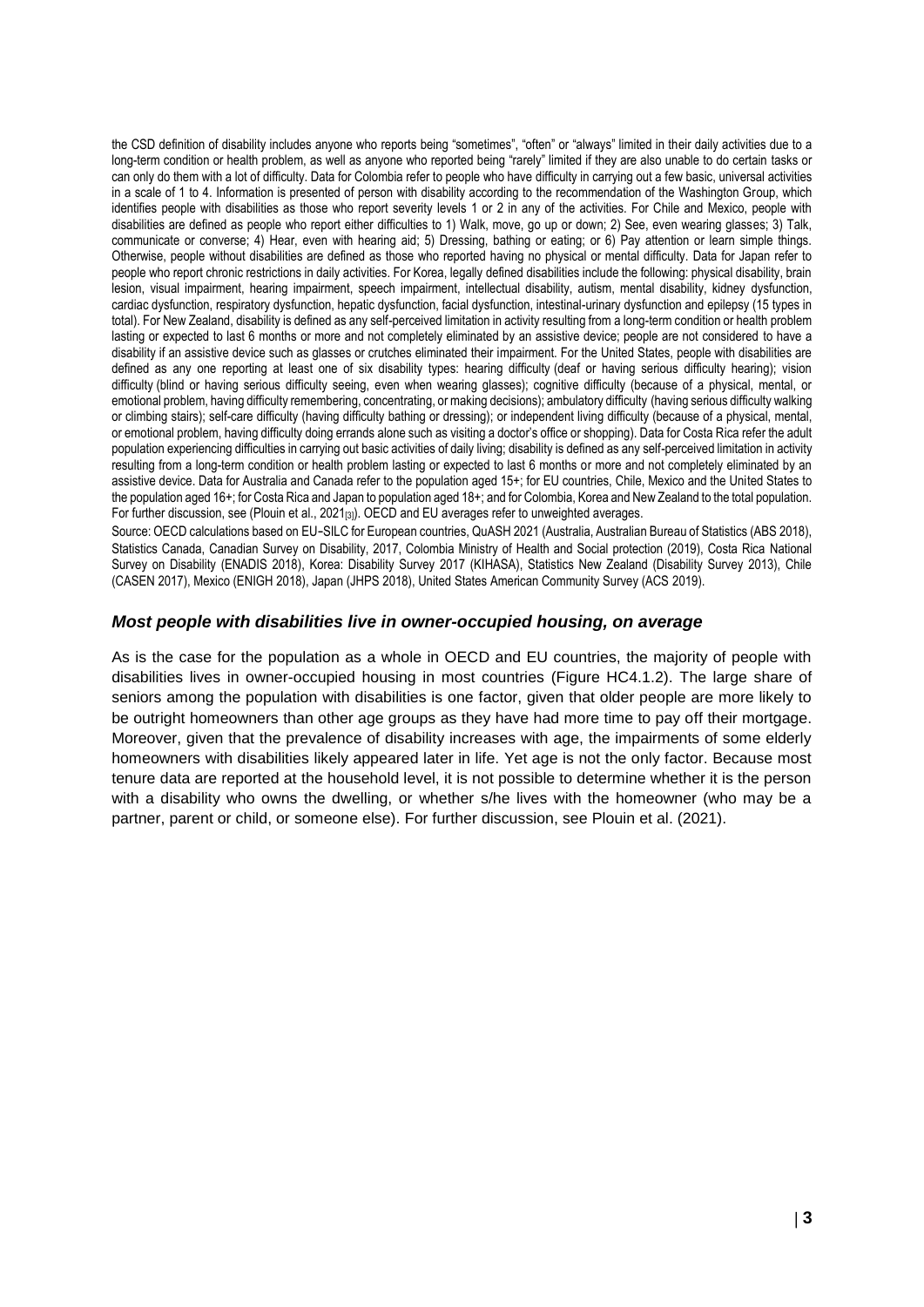the CSD definition of disability includes anyone who reports being "sometimes", "often" or "always" limited in their daily activities due to a long-term condition or health problem, as well as anyone who reported being "rarely" limited if they are also unable to do certain tasks or can only do them with a lot of difficulty. Data for Colombia refer to people who have difficulty in carrying out a few basic, universal activities in a scale of 1 to 4. Information is presented of person with disability according to the recommendation of the Washington Group, which identifies people with disabilities as those who report severity levels 1 or 2 in any of the activities. For Chile and Mexico, people with disabilities are defined as people who report either difficulties to 1) Walk, move, go up or down; 2) See, even wearing glasses; 3) Talk, communicate or converse; 4) Hear, even with hearing aid; 5) Dressing, bathing or eating; or 6) Pay attention or learn simple things. Otherwise, people without disabilities are defined as those who reported having no physical or mental difficulty. Data for Japan refer to people who report chronic restrictions in daily activities. For Korea, legally defined disabilities include the following: physical disability, brain lesion, visual impairment, hearing impairment, speech impairment, intellectual disability, autism, mental disability, kidney dysfunction, cardiac dysfunction, respiratory dysfunction, hepatic dysfunction, facial dysfunction, intestinal-urinary dysfunction and epilepsy (15 types in total). For New Zealand, disability is defined as any self-perceived limitation in activity resulting from a long-term condition or health problem lasting or expected to last 6 months or more and not completely eliminated by an assistive device; people are not considered to have a disability if an assistive device such as glasses or crutches eliminated their impairment. For the United States, people with disabilities are defined as any one reporting at least one of six disability types: hearing difficulty (deaf or having serious difficulty hearing); vision difficulty (blind or having serious difficulty seeing, even when wearing glasses); cognitive difficulty (because of a physical, mental, or emotional problem, having difficulty remembering, concentrating, or making decisions); ambulatory difficulty (having serious difficulty walking or climbing stairs); self-care difficulty (having difficulty bathing or dressing); or independent living difficulty (because of a physical, mental, or emotional problem, having difficulty doing errands alone such as visiting a doctor's office or shopping). Data for Costa Rica refer the adult population experiencing difficulties in carrying out basic activities of daily living; disability is defined as any self-perceived limitation in activity resulting from a long-term condition or health problem lasting or expected to last 6 months or more and not completely eliminated by an assistive device. Data for Australia and Canada refer to the population aged 15+; for EU countries, Chile, Mexico and the United States to the population aged 16+; for Costa Rica and Japan to population aged 18+; and for Colombia, Korea and New Zealand to the total population. For further discussion, see (Plouin et al., 2021[3]). OECD and EU averages refer to unweighted averages.

Source: OECD calculations based on EU-SILC for European countries, QuASH 2021 (Australia, Australian Bureau of Statistics (ABS 2018), Statistics Canada, Canadian Survey on Disability, 2017, Colombia Ministry of Health and Social protection (2019), Costa Rica National Survey on Disability (ENADIS 2018), Korea: Disability Survey 2017 (KIHASA), Statistics New Zealand (Disability Survey 2013), Chile (CASEN 2017), Mexico (ENIGH 2018), Japan (JHPS 2018), United States American Community Survey (ACS 2019).

### *Most people with disabilities live in owner-occupied housing, on average*

As is the case for the population as a whole in OECD and EU countries, the majority of people with disabilities lives in owner-occupied housing in most countries (Figure HC4.1.2). The large share of seniors among the population with disabilities is one factor, given that older people are more likely to be outright homeowners than other age groups as they have had more time to pay off their mortgage. Moreover, given that the prevalence of disability increases with age, the impairments of some elderly homeowners with disabilities likely appeared later in life. Yet age is not the only factor. Because most tenure data are reported at the household level, it is not possible to determine whether it is the person with a disability who owns the dwelling, or whether s/he lives with the homeowner (who may be a partner, parent or child, or someone else). For further discussion, see Plouin et al. (2021).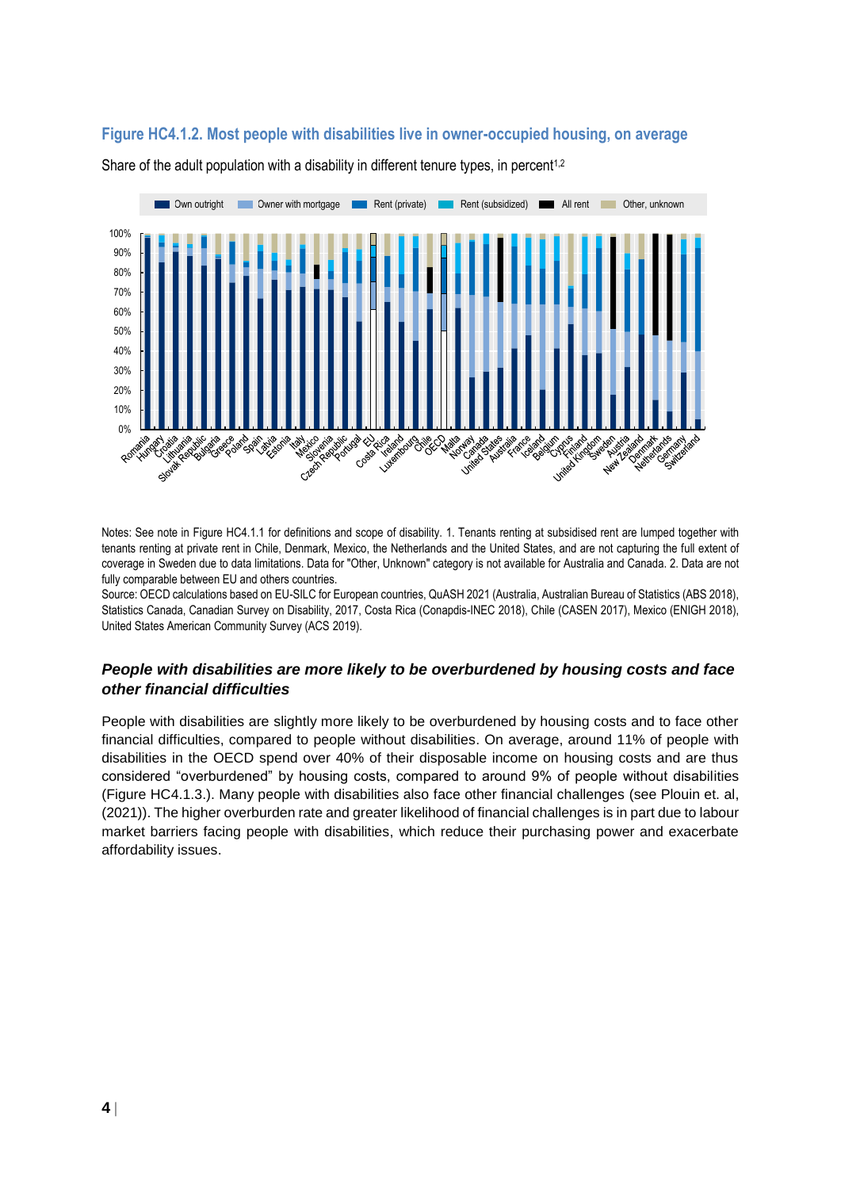### Figure HC4.1.2. Most people with disabilities live in owner-occupied housing, on average

Share of the adult population with a disability in different tenure types, in percent[1,2]

Notes: See note in Figure HC4.1.1 for definitions and scope of disability. 1. Tenants renting at subsidised rent are lumped together with tenants renting at private rent in Chile, Denmark, Mexico, the Netherlands and the United States, and are not capturing the full extent of coverage in Sweden due to data limitations. Data for "Other, Unknown" category is not available for Australia and Canada. 2. Data are not fully comparable between EU and others countries.

Source: OECD calculations based on EU-SILC for European countries, QuASH 2021 (Australia, Australian Bureau of Statistics (ABS 2018), Statistics Canada, Canadian Survey on Disability, 2017, Costa Rica (Conapdis-INEC 2018), Chile (CASEN 2017), Mexico (ENIGH 2018), United States American Community Survey (ACS 2019).

### *People with disabilities are more likely to be overburdened by housing costs and face other financial difficulties*

People with disabilities are slightly more likely to be overburdened by housing costs and to face other financial difficulties, compared to people without disabilities. On average, around 11% of people with disabilities in the OECD spend over 40% of their disposable income on housing costs and are thus considered "overburdened" by housing costs, compared to around 9% of people without disabilities (Figure HC4.1.3.). Many people with disabilities also face other financial challenges (see Plouin et. al, (2021)). The higher overburden rate and greater likelihood of financial challenges is in part due to labour market barriers facing people with disabilities, which reduce their purchasing power and exacerbate affordability issues.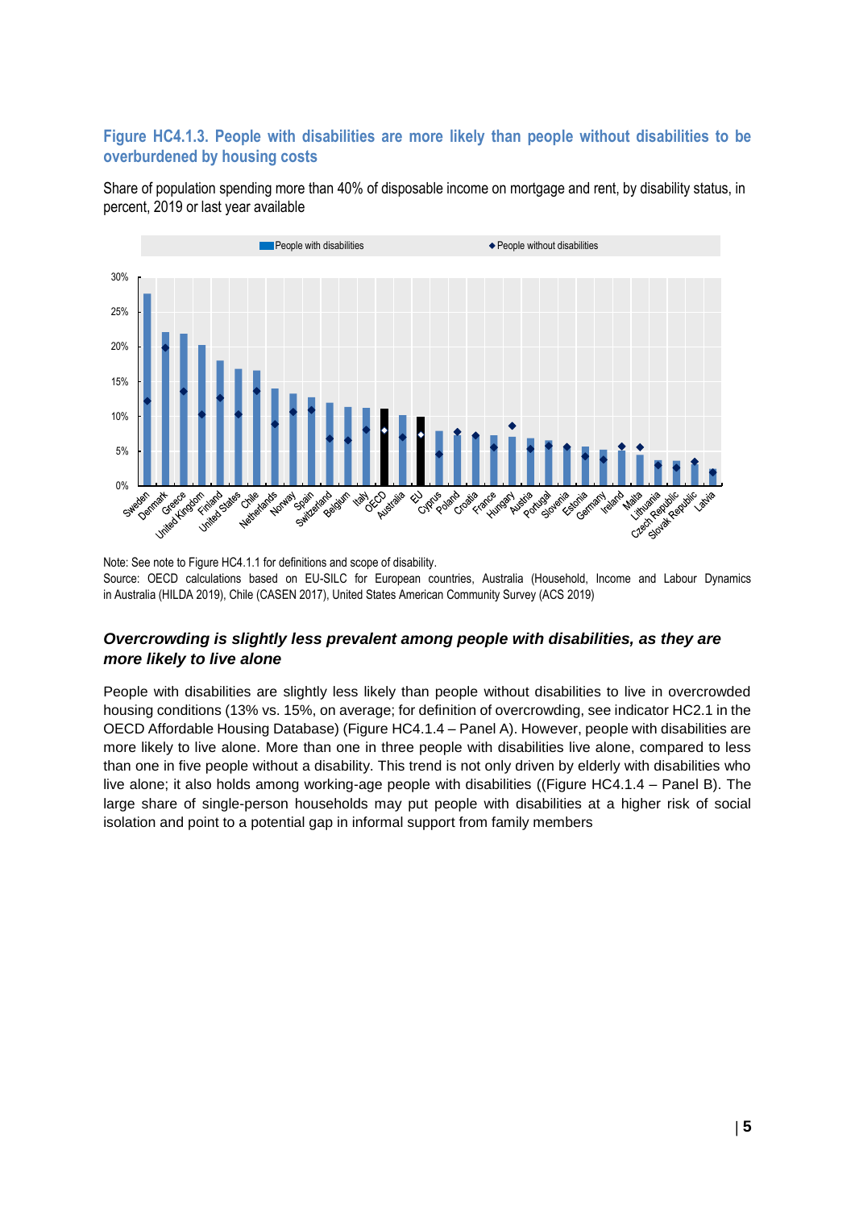### Figure HC4.1.3. People with disabilities are more likely than people without disabilities to be overburdened by housing costs

Share of population spending more than 40% of disposable income on mortgage and rent, by disability status, in percent, 2019 or last year available

Note: See note to Figure HC4.1.1 for definitions and scope of disability.

Source: OECD calculations based on EU-SILC for European countries, Australia (Household, Income and Labour Dynamics in Australia (HILDA 2019), Chile (CASEN 2017), United States American Community Survey (ACS 2019)

### *Overcrowding is slightly less prevalent among people with disabilities, as they are more likely to live alone*

People with disabilities are slightly less likely than people without disabilities to live in overcrowded housing conditions (13% vs. 15%, on average; for definition of overcrowding, see indicator HC2.1 in the OECD Affordable Housing Database) (Figure HC4.1.4 – Panel A). However, people with disabilities are more likely to live alone. More than one in three people with disabilities live alone, compared to less than one in five people without a disability. This trend is not only driven by elderly with disabilities who live alone; it also holds among working-age people with disabilities ((Figure HC4.1.4 – Panel B). The large share of single-person households may put people with disabilities at a higher risk of social isolation and point to a potential gap in informal support from family members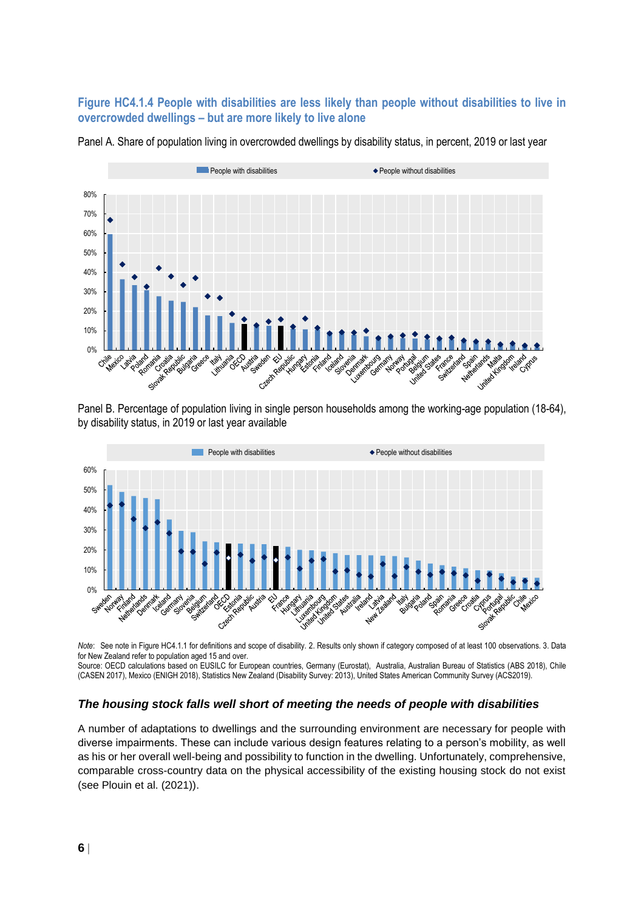**Figure HC4.1.4 People with disabilities are less likely than people without disabilities to live in overcrowded dwellings – but are more likely to live alone**

Panel A. Share of population living in overcrowded dwellings by disability status, in percent, 2019 or last year

Panel B. Percentage of population living in single person households among the working-age population (18-64), by disability status, in 2019 or last year available

*Note*: See note in Figure HC4.1.1 for definitions and scope of disability. 2. Results only shown if category composed of at least 100 observations. 3. Data for New Zealand refer to population aged 15 and over.

Source: OECD calculations based on EUSILC for European countries, Germany (Eurostat), Australia, Australian Bureau of Statistics (ABS 2018), Chile (CASEN 2017), Mexico (ENIGH 2018), Statistics New Zealand (Disability Survey: 2013), United States American Community Survey (ACS2019).

### *The housing stock falls well short of meeting the needs of people with disabilities*

A number of adaptations to dwellings and the surrounding environment are necessary for people with diverse impairments. These can include various design features relating to a person's mobility, as well as his or her overall well-being and possibility to function in the dwelling. Unfortunately, comprehensive, comparable cross-country data on the physical accessibility of the existing housing stock do not exist (see Plouin et al. (2021)).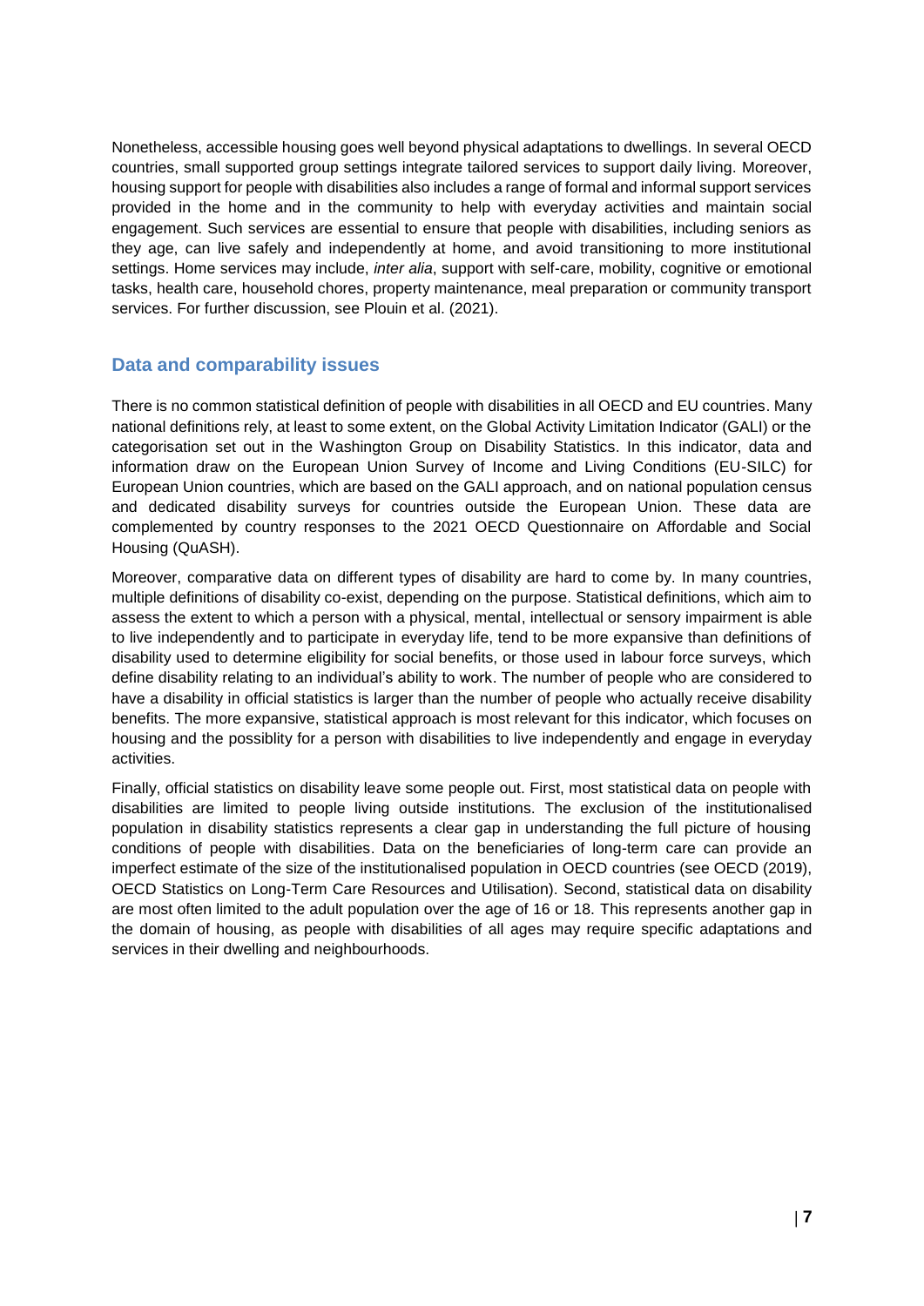Nonetheless, accessible housing goes well beyond physical adaptations to dwellings. In several OECD countries, small supported group settings integrate tailored services to support daily living. Moreover, housing support for people with disabilities also includes a range of formal and informal support services provided in the home and in the community to help with everyday activities and maintain social engagement. Such services are essential to ensure that people with disabilities, including seniors as they age, can live safely and independently at home, and avoid transitioning to more institutional settings. Home services may include, *inter alia*, support with self-care, mobility, cognitive or emotional tasks, health care, household chores, property maintenance, meal preparation or community transport services. For further discussion, see Plouin et al. (2021).

## Data and comparability issues

There is no common statistical definition of people with disabilities in all OECD and EU countries. Many national definitions rely, at least to some extent, on the Global Activity Limitation Indicator (GALI) or the categorisation set out in the Washington Group on Disability Statistics. In this indicator, data and information draw on the European Union Survey of Income and Living Conditions (EU-SILC) for European Union countries, which are based on the GALI approach, and on national population census and dedicated disability surveys for countries outside the European Union. These data are complemented by country responses to the 2021 OECD Questionnaire on Affordable and Social Housing (QuASH).

Moreover, comparative data on different types of disability are hard to come by. In many countries, multiple definitions of disability co-exist, depending on the purpose. Statistical definitions, which aim to assess the extent to which a person with a physical, mental, intellectual or sensory impairment is able to live independently and to participate in everyday life, tend to be more expansive than definitions of disability used to determine eligibility for social benefits, or those used in labour force surveys, which define disability relating to an individual's ability to work. The number of people who are considered to have a disability in official statistics is larger than the number of people who actually receive disability benefits. The more expansive, statistical approach is most relevant for this indicator, which focuses on housing and the possiblity for a person with disabilities to live independently and engage in everyday activities.

Finally, official statistics on disability leave some people out. First, most statistical data on people with disabilities are limited to people living outside institutions. The exclusion of the institutionalised population in disability statistics represents a clear gap in understanding the full picture of housing conditions of people with disabilities. Data on the beneficiaries of long-term care can provide an imperfect estimate of the size of the institutionalised population in OECD countries (see OECD (2019), OECD Statistics on Long-Term Care Resources and Utilisation). Second, statistical data on disability are most often limited to the adult population over the age of 16 or 18. This represents another gap in the domain of housing, as people with disabilities of all ages may require specific adaptations and services in their dwelling and neighbourhoods.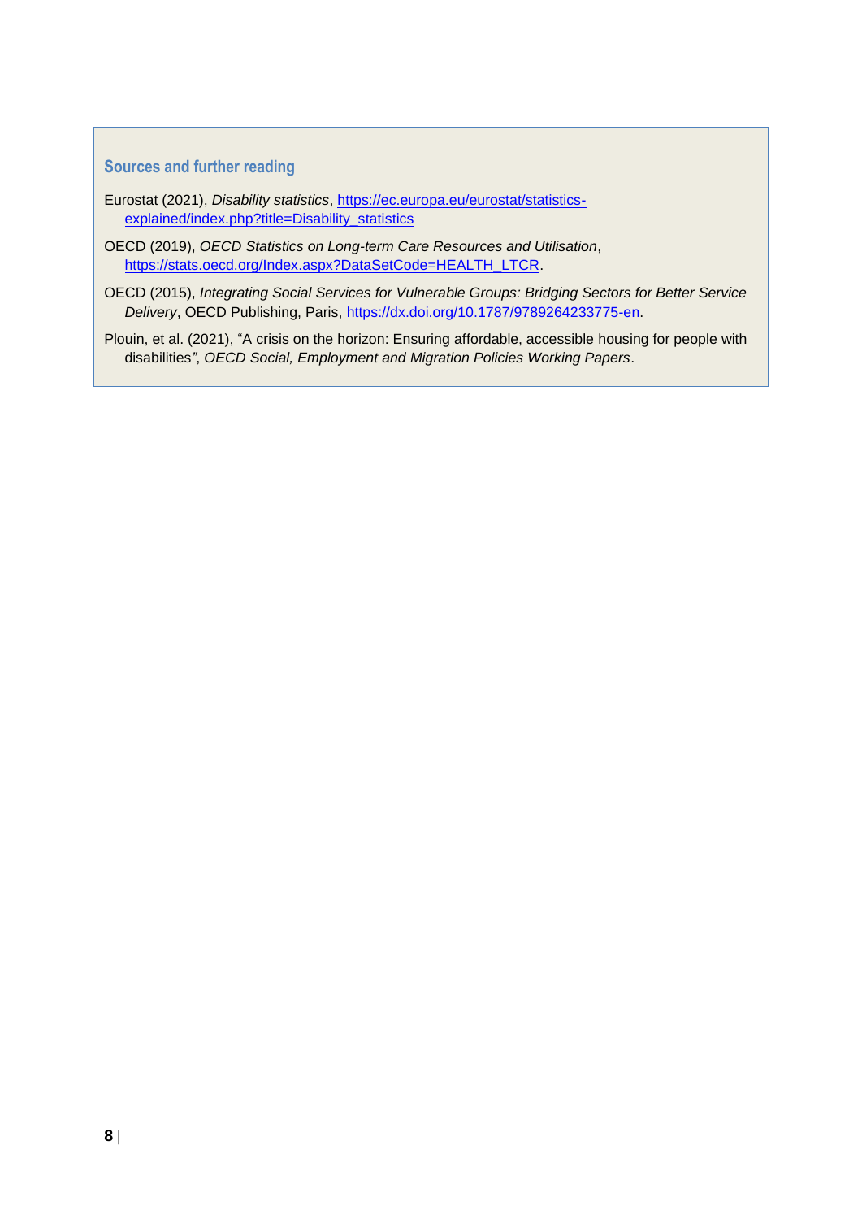## Sources and further reading

Eurostat (2021), *Disability statistics*, https://ec.europa.eu/eurostat/statistics-explained/index.php?title=Disability_statistics

OECD (2019), *OECD Statistics on Long-term Care Resources and Utilisation*, https://stats.oecd.org/Index.aspx?DataSetCode=HEALTH_LTCR.

OECD (2015), *Integrating Social Services for Vulnerable Groups: Bridging Sectors for Better Service Delivery*, OECD Publishing, Paris, https://dx.doi.org/10.1787/9789264233775-en.

Plouin, et al. (2021), "A crisis on the horizon: Ensuring affordable, accessible housing for people with disabilities", *OECD Social, Employment and Migration Policies Working Papers*.